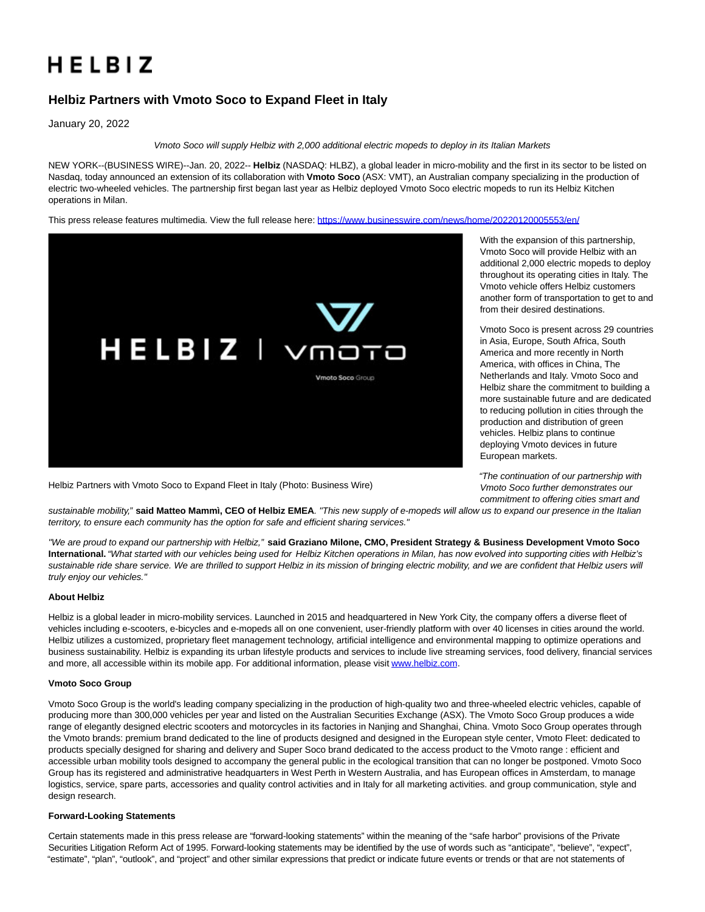# HELBIZ

## Helbiz Partners with Vmoto Soco to Expand Fleet in Italy

January 20, 2022

*Vmoto Soco will supply Helbiz with 2,000 additional electric mopeds to deploy in its Italian Markets*

NEW YORK--(BUSINESS WIRE)--Jan. 20, 2022-- **Helbiz** (NASDAQ: HLBZ), a global leader in micro-mobility and the first in its sector to be listed on Nasdaq, today announced an extension of its collaboration with **Vmoto Soco** (ASX: VMT), an Australian company specializing in the production of electric two-wheeled vehicles. The partnership first began last year as Helbiz deployed Vmoto Soco electric mopeds to run its Helbiz Kitchen operations in Milan.

This press release features multimedia. View the full release here: https://www.businesswire.com/news/home/20220120005553/en/

Helbiz Partners with Vmoto Soco to Expand Fleet in Italy (Photo: Business Wire)

With the expansion of this partnership, Vmoto Soco will provide Helbiz with an additional 2,000 electric mopeds to deploy throughout its operating cities in Italy. The Vmoto vehicle offers Helbiz customers another form of transportation to get to and from their desired destinations.

Vmoto Soco is present across 29 countries in Asia, Europe, South Africa, South America and more recently in North America, with offices in China, The Netherlands and Italy. Vmoto Soco and Helbiz share the commitment to building a more sustainable future and are dedicated to reducing pollution in cities through the production and distribution of green vehicles. Helbiz plans to continue deploying Vmoto devices in future European markets.

*"The continuation of our partnership with Vmoto Soco further demonstrates our commitment to offering cities smart and sustainable mobility,"* **said Matteo Mammì, CEO of Helbiz EMEA**. *"This new supply of e-mopeds will allow us to expand our presence in the Italian territory, to ensure each community has the option for safe and efficient sharing services."*

*"We are proud to expand our partnership with Helbiz,"* **said Graziano Milone, CMO, President Strategy & Business Development Vmoto Soco International.** *"What started with our vehicles being used for Helbiz Kitchen operations in Milan, has now evolved into supporting cities with Helbiz's sustainable ride share service. We are thrilled to support Helbiz in its mission of bringing electric mobility, and we are confident that Helbiz users will truly enjoy our vehicles."*

**About Helbiz**

Helbiz is a global leader in micro-mobility services. Launched in 2015 and headquartered in New York City, the company offers a diverse fleet of vehicles including e-scooters, e-bicycles and e-mopeds all on one convenient, user-friendly platform with over 40 licenses in cities around the world. Helbiz utilizes a customized, proprietary fleet management technology, artificial intelligence and environmental mapping to optimize operations and business sustainability. Helbiz is expanding its urban lifestyle products and services to include live streaming services, food delivery, financial services and more, all accessible within its mobile app. For additional information, please visit www.helbiz.com.

**Vmoto Soco Group**

Vmoto Soco Group is the world's leading company specializing in the production of high-quality two and three-wheeled electric vehicles, capable of producing more than 300,000 vehicles per year and listed on the Australian Securities Exchange (ASX). The Vmoto Soco Group produces a wide range of elegantly designed electric scooters and motorcycles in its factories in Nanjing and Shanghai, China. Vmoto Soco Group operates through the Vmoto brands: premium brand dedicated to the line of products designed and designed in the European style center, Vmoto Fleet: dedicated to products specially designed for sharing and delivery and Super Soco brand dedicated to the access product to the Vmoto range : efficient and accessible urban mobility tools designed to accompany the general public in the ecological transition that can no longer be postponed. Vmoto Soco Group has its registered and administrative headquarters in West Perth in Western Australia, and has European offices in Amsterdam, to manage logistics, service, spare parts, accessories and quality control activities and in Italy for all marketing activities. and group communication, style and design research.

**Forward-Looking Statements**

Certain statements made in this press release are "forward-looking statements" within the meaning of the "safe harbor" provisions of the Private Securities Litigation Reform Act of 1995. Forward-looking statements may be identified by the use of words such as "anticipate", "believe", "expect", "estimate", "plan", "outlook", and "project" and other similar expressions that predict or indicate future events or trends or that are not statements of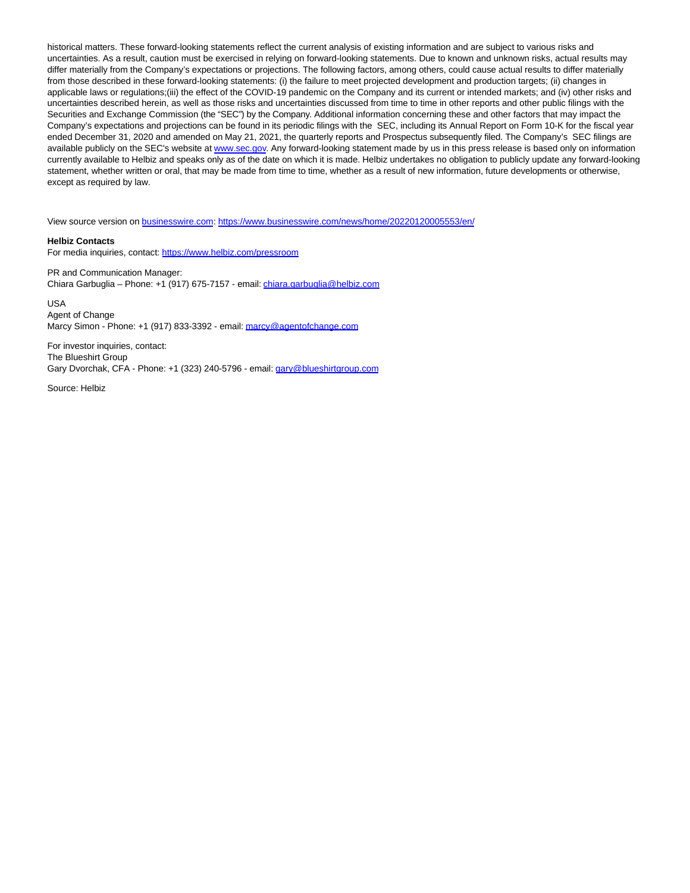historical matters. These forward-looking statements reflect the current analysis of existing information and are subject to various risks and uncertainties. As a result, caution must be exercised in relying on forward-looking statements. Due to known and unknown risks, actual results may differ materially from the Company's expectations or projections. The following factors, among others, could cause actual results to differ materially from those described in these forward-looking statements: (i) the failure to meet projected development and production targets; (ii) changes in applicable laws or regulations;(iii) the effect of the COVID-19 pandemic on the Company and its current or intended markets; and (iv) other risks and uncertainties described herein, as well as those risks and uncertainties discussed from time to time in other reports and other public filings with the Securities and Exchange Commission (the "SEC") by the Company. Additional information concerning these and other factors that may impact the Company's expectations and projections can be found in its periodic filings with the SEC, including its Annual Report on Form 10-K for the fiscal year ended December 31, 2020 and amended on May 21, 2021, the quarterly reports and Prospectus subsequently filed. The Company's SEC filings are available publicly on the SEC's website at www.sec.gov. Any forward-looking statement made by us in this press release is based only on information currently available to Helbiz and speaks only as of the date on which it is made. Helbiz undertakes no obligation to publicly update any forward-looking statement, whether written or oral, that may be made from time to time, whether as a result of new information, future developments or otherwise, except as required by law.

View source version on businesswire.com: https://www.businesswire.com/news/home/20220120005553/en/

**Helbiz Contacts**
For media inquiries, contact: https://www.helbiz.com/pressroom

PR and Communication Manager:
Chiara Garbuglia – Phone: +1 (917) 675-7157 - email: chiara.garbuglia@helbiz.com

USA
Agent of Change
Marcy Simon - Phone: +1 (917) 833-3392 - email: marcy@agentofchange.com

For investor inquiries, contact:
The Blueshirt Group
Gary Dvorchak, CFA - Phone: +1 (323) 240-5796 - email: gary@blueshirtgroup.com

Source: Helbiz